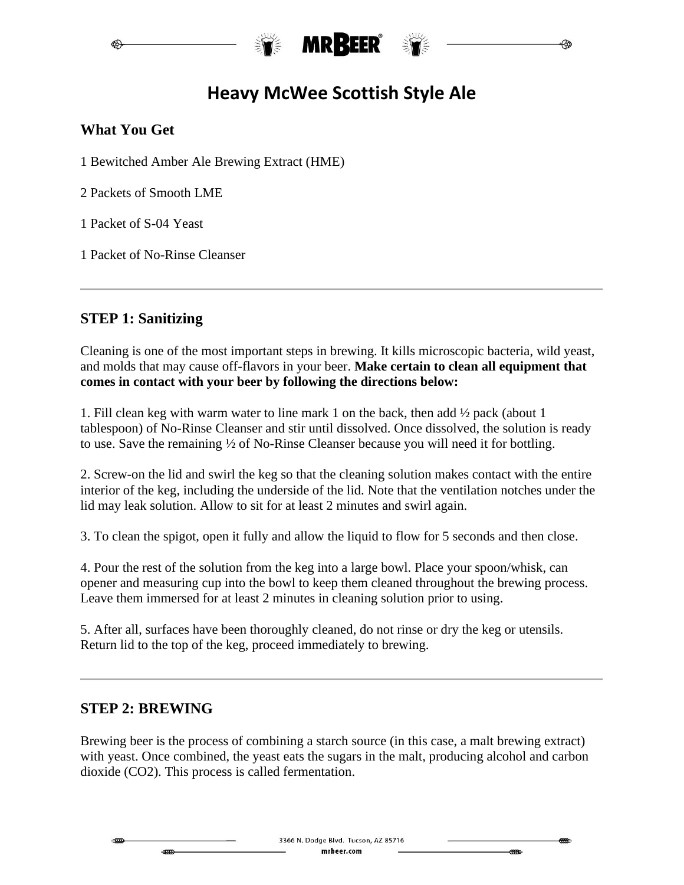# Heavy McWee Scottish Style Ale

## What You Get

1 Bewitched Amber Ale Brewing Extract (HME)

2 Packets of Smooth LME

1 Packet of S-04 Yeast

1 Packet of No-Rinse Cleanser

---

## STEP 1: Sanitizing

Cleaning is one of the most important steps in brewing. It kills microscopic bacteria, wild yeast, and molds that may cause off-flavors in your beer. **Make certain to clean all equipment that comes in contact with your beer by following the directions below:**

1. Fill clean keg with warm water to line mark 1 on the back, then add ½ pack (about 1 tablespoon) of No-Rinse Cleanser and stir until dissolved. Once dissolved, the solution is ready to use. Save the remaining ½ of No-Rinse Cleanser because you will need it for bottling.

2. Screw-on the lid and swirl the keg so that the cleaning solution makes contact with the entire interior of the keg, including the underside of the lid. Note that the ventilation notches under the lid may leak solution. Allow to sit for at least 2 minutes and swirl again.

3. To clean the spigot, open it fully and allow the liquid to flow for 5 seconds and then close.

4. Pour the rest of the solution from the keg into a large bowl. Place your spoon/whisk, can opener and measuring cup into the bowl to keep them cleaned throughout the brewing process. Leave them immersed for at least 2 minutes in cleaning solution prior to using.

5. After all, surfaces have been thoroughly cleaned, do not rinse or dry the keg or utensils. Return lid to the top of the keg, proceed immediately to brewing.

---

## STEP 2: BREWING

Brewing beer is the process of combining a starch source (in this case, a malt brewing extract) with yeast. Once combined, the yeast eats the sugars in the malt, producing alcohol and carbon dioxide ($CO_2$). This process is called fermentation.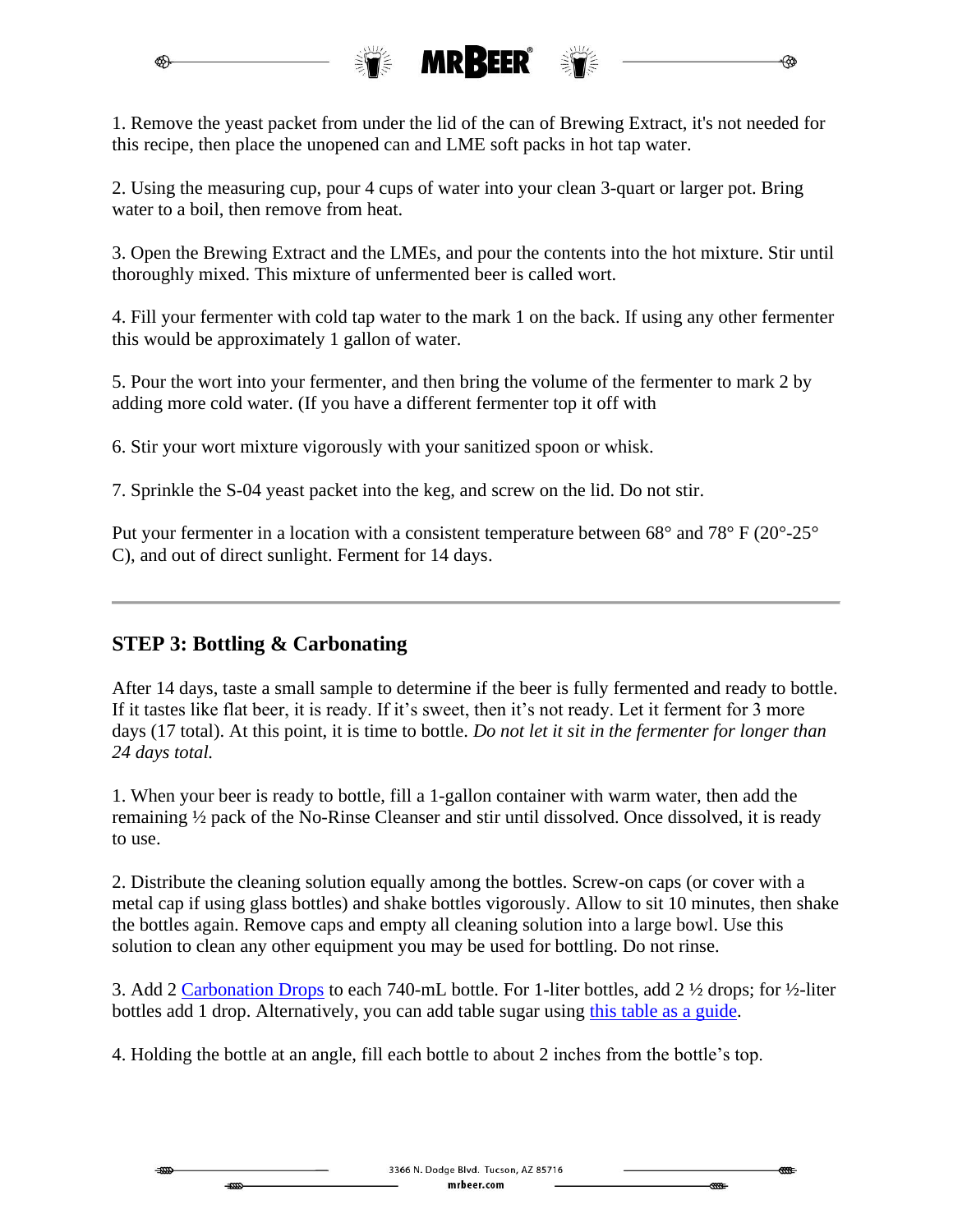1. Remove the yeast packet from under the lid of the can of Brewing Extract, it's not needed for this recipe, then place the unopened can and LME soft packs in hot tap water.

2. Using the measuring cup, pour 4 cups of water into your clean 3-quart or larger pot. Bring water to a boil, then remove from heat.

3. Open the Brewing Extract and the LMEs, and pour the contents into the hot mixture. Stir until thoroughly mixed. This mixture of unfermented beer is called wort.

4. Fill your fermenter with cold tap water to the mark 1 on the back. If using any other fermenter this would be approximately 1 gallon of water.

5. Pour the wort into your fermenter, and then bring the volume of the fermenter to mark 2 by adding more cold water. (If you have a different fermenter top it off with

6. Stir your wort mixture vigorously with your sanitized spoon or whisk.

7. Sprinkle the S-04 yeast packet into the keg, and screw on the lid. Do not stir.

Put your fermenter in a location with a consistent temperature between 68° and 78° F (20°-25° C), and out of direct sunlight. Ferment for 14 days.

---

## STEP 3: Bottling & Carbonating

After 14 days, taste a small sample to determine if the beer is fully fermented and ready to bottle. If it tastes like flat beer, it is ready. If it's sweet, then it's not ready. Let it ferment for 3 more days (17 total). At this point, it is time to bottle. *Do not let it sit in the fermenter for longer than 24 days total.*

1. When your beer is ready to bottle, fill a 1-gallon container with warm water, then add the remaining ½ pack of the No-Rinse Cleanser and stir until dissolved. Once dissolved, it is ready to use.

2. Distribute the cleaning solution equally among the bottles. Screw-on caps (or cover with a metal cap if using glass bottles) and shake bottles vigorously. Allow to sit 10 minutes, then shake the bottles again. Remove caps and empty all cleaning solution into a large bowl. Use this solution to clean any other equipment you may be used for bottling. Do not rinse.

3. Add 2 Carbonation Drops to each 740-mL bottle. For 1-liter bottles, add 2 ½ drops; for ½-liter bottles add 1 drop. Alternatively, you can add table sugar using this table as a guide.

4. Holding the bottle at an angle, fill each bottle to about 2 inches from the bottle's top.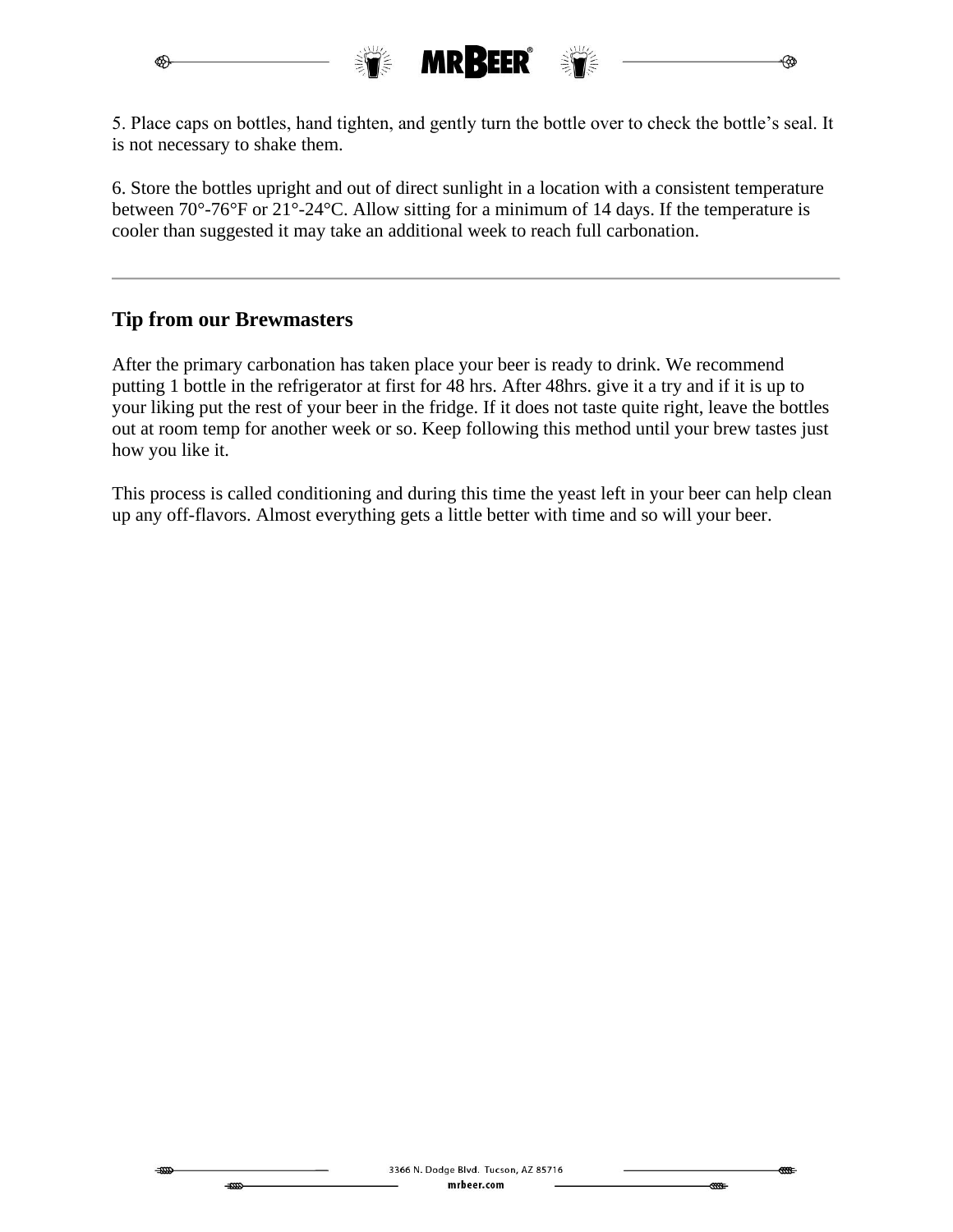5. Place caps on bottles, hand tighten, and gently turn the bottle over to check the bottle's seal. It is not necessary to shake them.

6. Store the bottles upright and out of direct sunlight in a location with a consistent temperature between 70°-76°F or 21°-24°C. Allow sitting for a minimum of 14 days. If the temperature is cooler than suggested it may take an additional week to reach full carbonation.

---

## Tip from our Brewmasters

After the primary carbonation has taken place your beer is ready to drink. We recommend putting 1 bottle in the refrigerator at first for 48 hrs. After 48hrs. give it a try and if it is up to your liking put the rest of your beer in the fridge. If it does not taste quite right, leave the bottles out at room temp for another week or so. Keep following this method until your brew tastes just how you like it.

This process is called conditioning and during this time the yeast left in your beer can help clean up any off-flavors. Almost everything gets a little better with time and so will your beer.